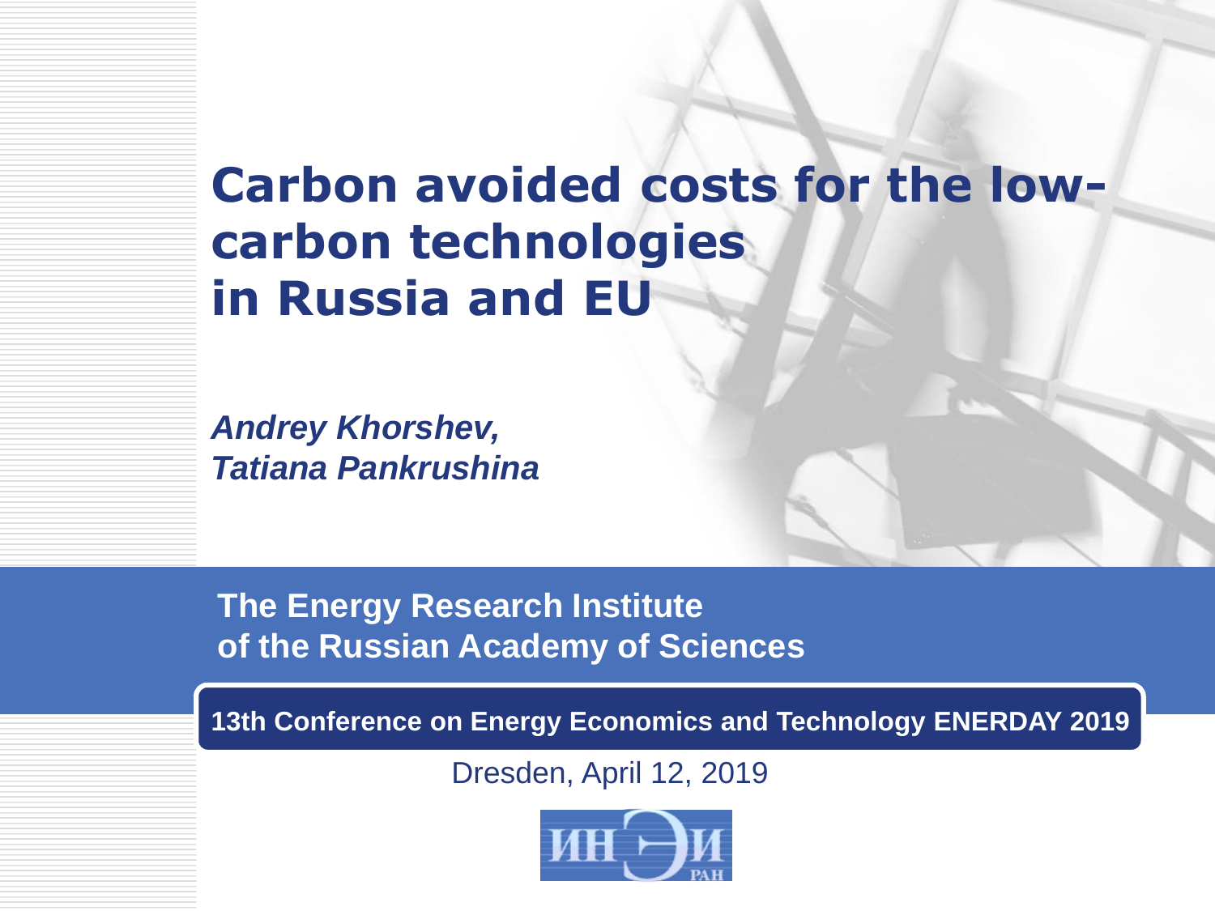# Carbon avoided costs for the low-carbon technologies in Russia and EU

***Andrey Khorshev,***
***Tatiana Pankrushina***

**The Energy Research Institute of the Russian Academy of Sciences**

**13th Conference on Energy Economics and Technology ENERDAY 2019**

Dresden, April 12, 2019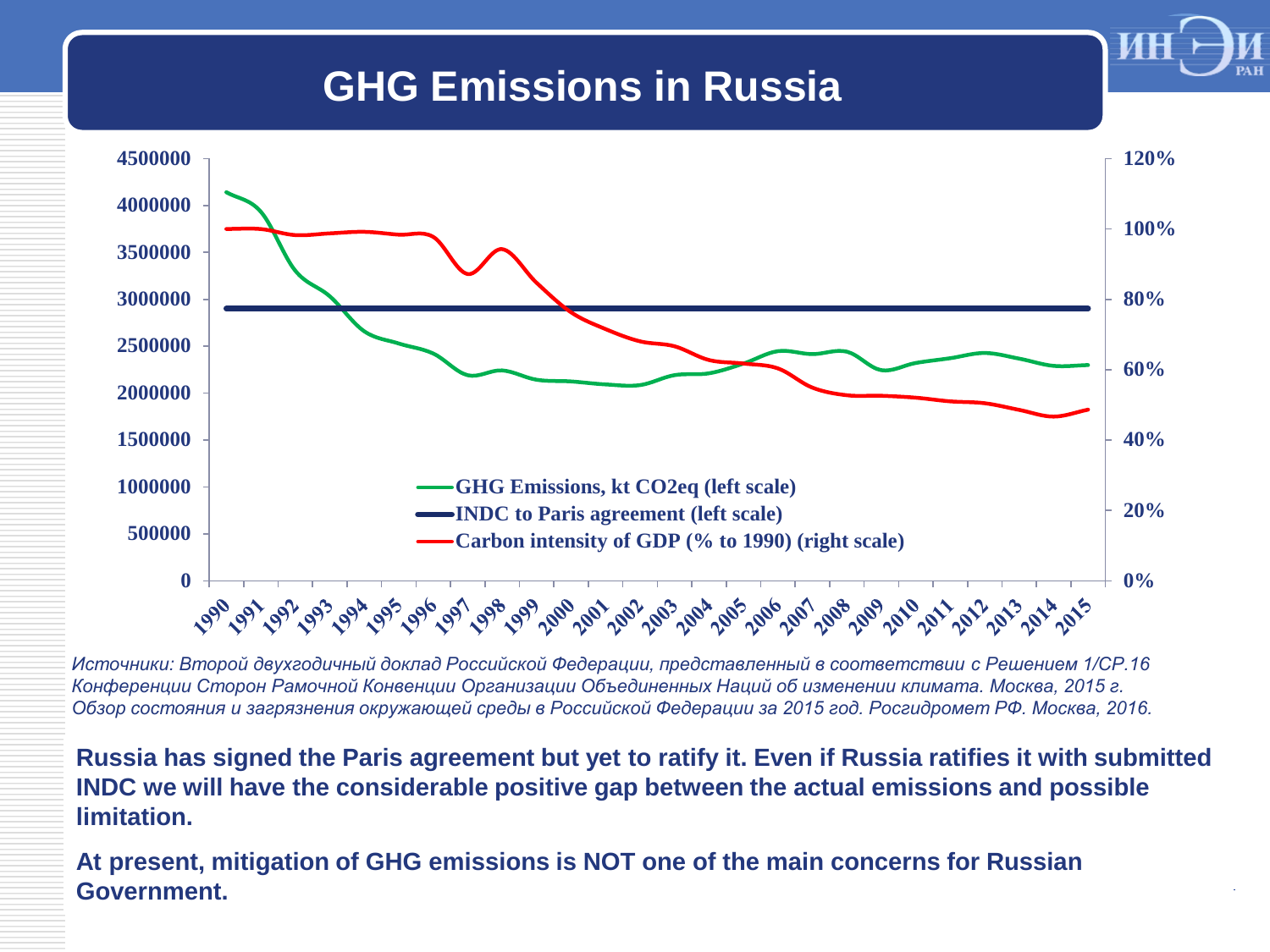# GHG Emissions in Russia

*Источники: Второй двухгодичный доклад Российской Федерации, представленный в соответствии с Решением 1/CP.16 Конференции Сторон Рамочной Конвенции Организации Объединенных Наций об изменении климата. Москва, 2015 г. Обзор состояния и загрязнения окружающей среды в Российской Федерации за 2015 год. Росгидромет РФ. Москва, 2016.*

**Russia has signed the Paris agreement but yet to ratify it. Even if Russia ratifies it with submitted INDC we will have the considerable positive gap between the actual emissions and possible limitation.**

**At present, mitigation of GHG emissions is NOT one of the main concerns for Russian Government.**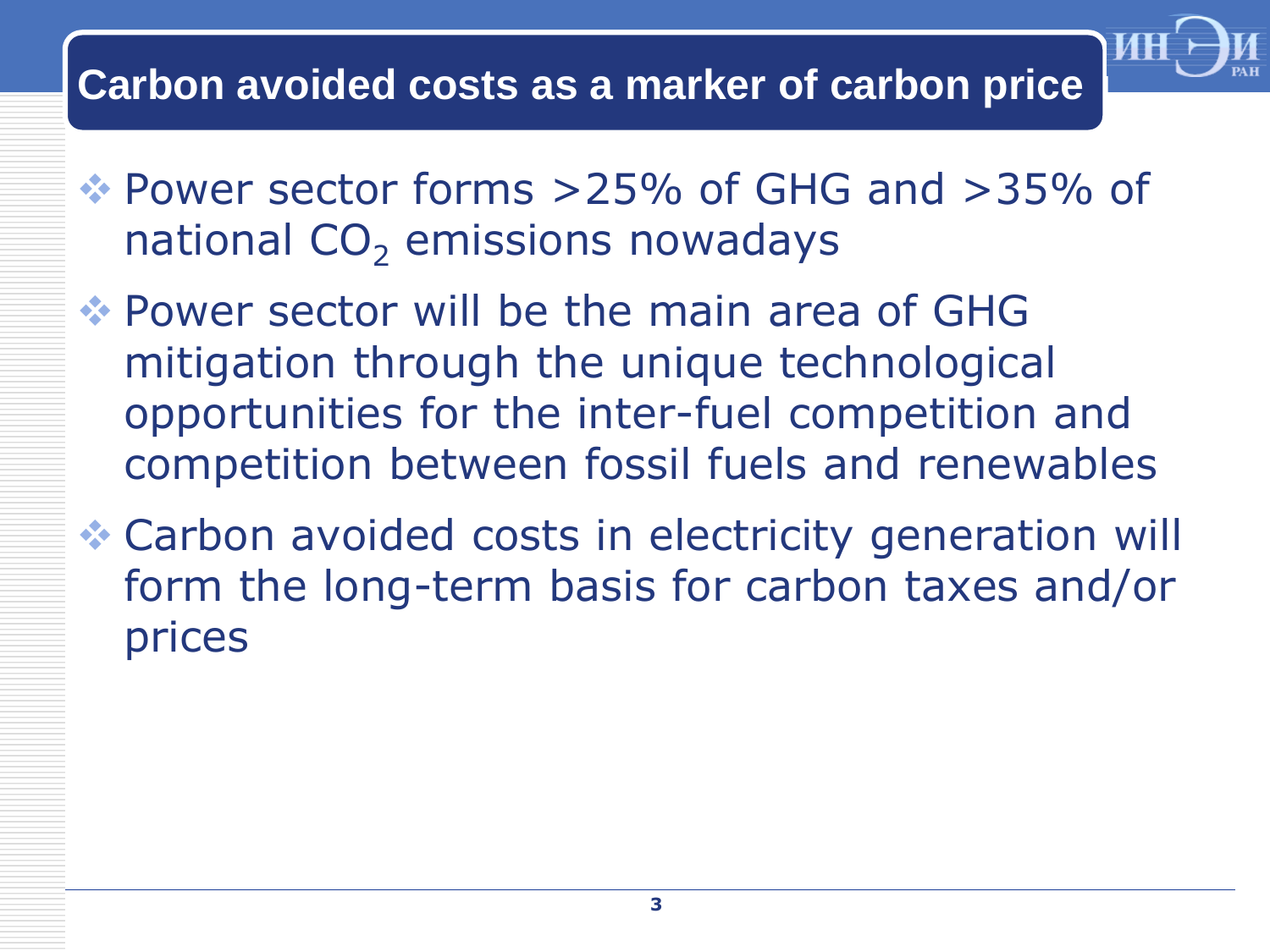# Carbon avoided costs as a marker of carbon price

- Power sector forms >25% of GHG and >35% of national $CO_2$ emissions nowadays
- Power sector will be the main area of GHG mitigation through the unique technological opportunities for the inter-fuel competition and competition between fossil fuels and renewables
- Carbon avoided costs in electricity generation will form the long-term basis for carbon taxes and/or prices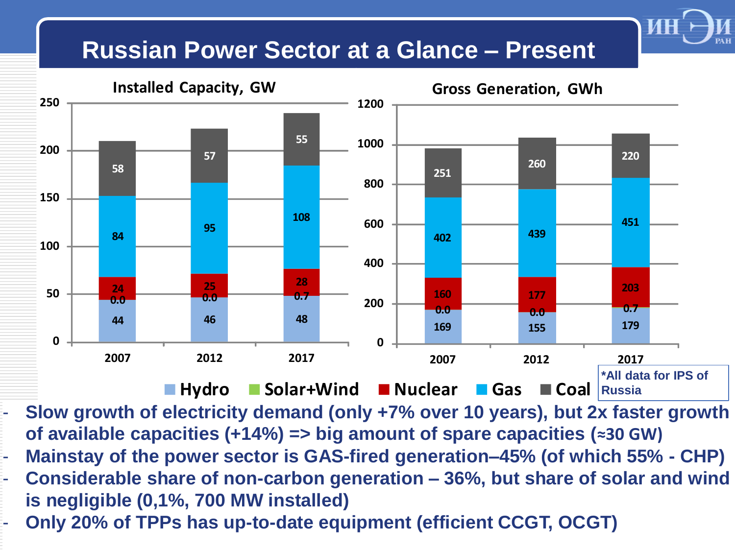# Russian Power Sector at a Glance – Present

**Installed Capacity, GW**

| | 2007 | 2012 | 2017 |
|---|---|---|---|
| Hydro | 44 | 46 | 48 |
| Solar+Wind | 0.0 | 0.0 | 0.7 |
| Nuclear | 24 | 25 | 28 |
| Gas | 84 | 95 | 108 |
| Coal | 58 | 57 | 55 |

**Gross Generation, GWh**

| | 2007 | 2012 | 2017 |
|---|---|---|---|
| Hydro | 169 | 155 | 179 |
| Solar+Wind | 0.0 | 0.0 | 0.7 |
| Nuclear | 160 | 177 | 203 |
| Gas | 402 | 439 | 451 |
| Coal | 251 | 260 | 220 |

*All data for IPS of Russia

- Slow growth of electricity demand (only +7% over 10 years), but 2x faster growth of available capacities (+14%) => big amount of spare capacities (≈30 GW)
- Mainstay of the power sector is GAS-fired generation–45% (of which 55% - CHP)
- Considerable share of non-carbon generation – 36%, but share of solar and wind is negligible (0,1%, 700 MW installed)
- Only 20% of TPPs has up-to-date equipment (efficient CCGT, OCGT)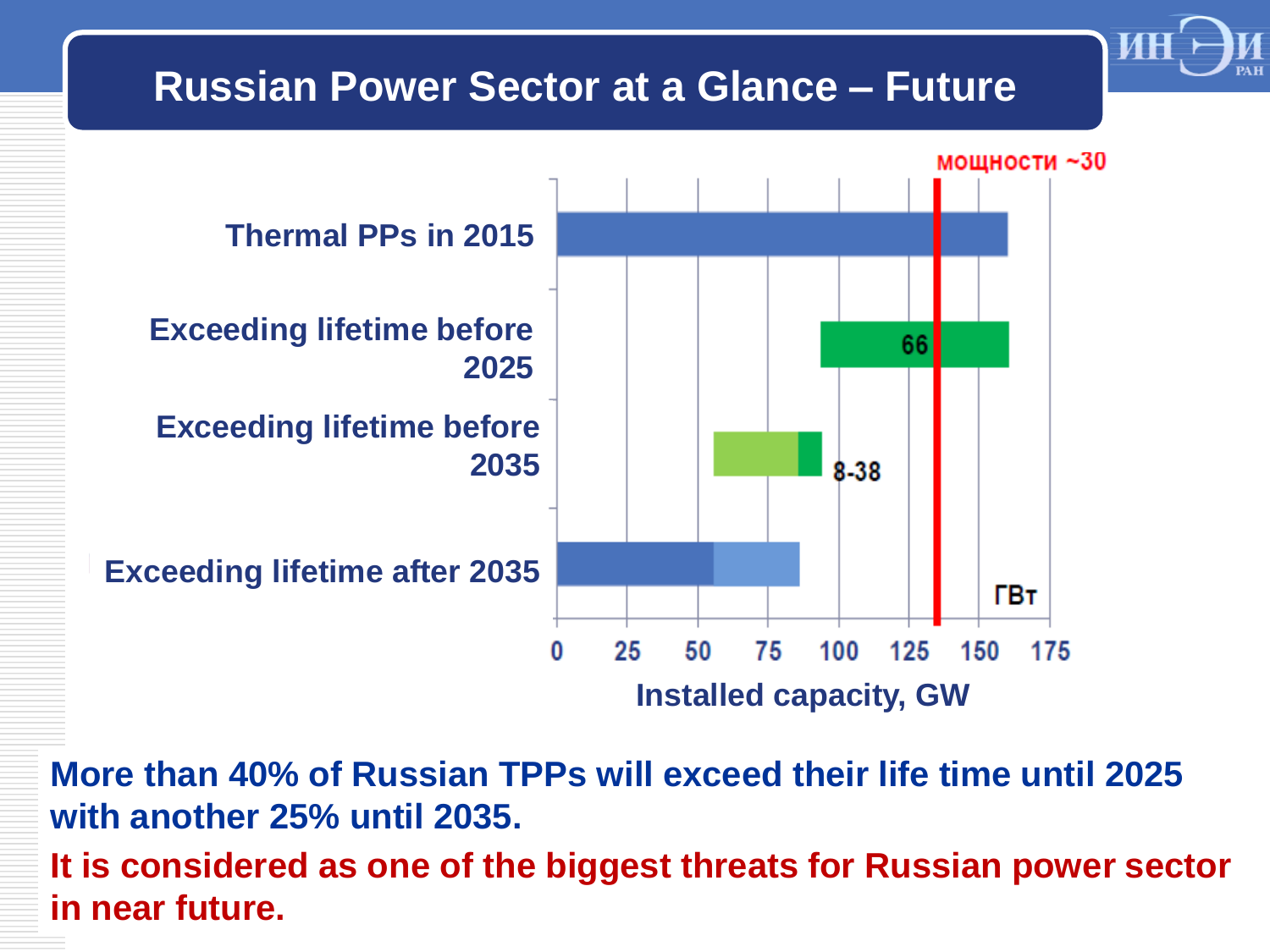# Russian Power Sector at a Glance – Future

мощности ~30

Thermal PPs in 2015

Exceeding lifetime before 2025

66

Exceeding lifetime before 2035

8-38

Exceeding lifetime after 2035

ГВт

0 25 50 75 100 125 150 175

Installed capacity, GW

**More than 40% of Russian TPPs will exceed their life time until 2025 with another 25% until 2035.**

**It is considered as one of the biggest threats for Russian power sector in near future.**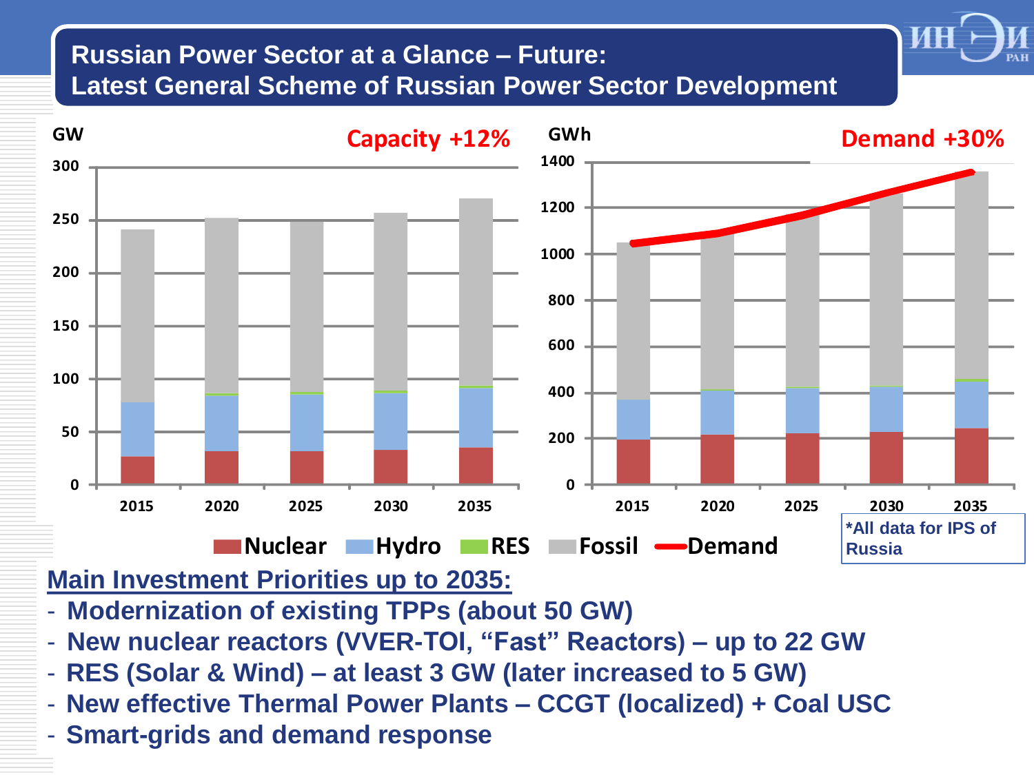# Russian Power Sector at a Glance – Future: Latest General Scheme of Russian Power Sector Development

GW — **Capacity +12%**

GWh — **Demand +30%**

Nuclear | Hydro | RES | Fossil | Demand

*All data for IPS of Russia

## Main Investment Priorities up to 2035:

- Modernization of existing TPPs (about 50 GW)
- New nuclear reactors (VVER-TOI, "Fast" Reactors) – up to 22 GW
- RES (Solar & Wind) – at least 3 GW (later increased to 5 GW)
- New effective Thermal Power Plants – CCGT (localized) + Coal USC
- Smart-grids and demand response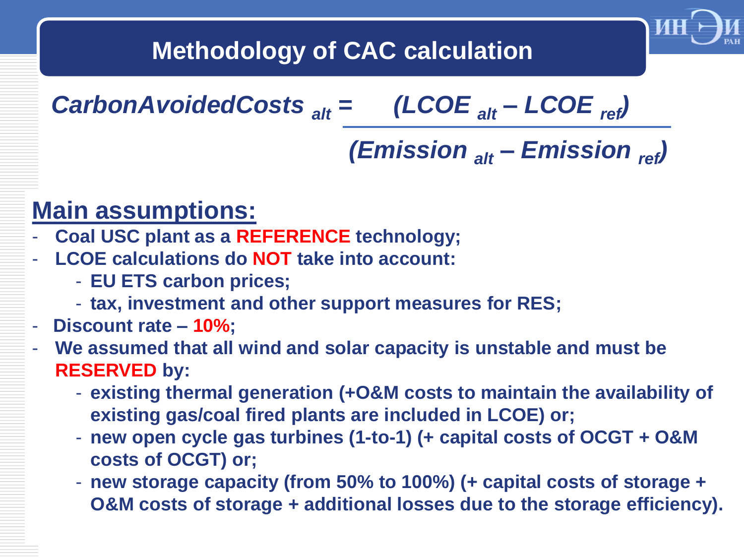# Methodology of CAC calculation

$$CarbonAvoidedCosts_{alt} = \frac{(LCOE_{alt} - LCOE_{ref})}{(Emission_{alt} - Emission_{ref})}$$

## Main assumptions:

- **Coal USC plant as a REFERENCE technology;**
- **LCOE calculations do NOT take into account:**
  - **EU ETS carbon prices;**
  - **tax, investment and other support measures for RES;**
- **Discount rate – 10%;**
- **We assumed that all wind and solar capacity is unstable and must be RESERVED by:**
  - **existing thermal generation (+O&M costs to maintain the availability of existing gas/coal fired plants are included in LCOE) or;**
  - **new open cycle gas turbines (1-to-1) (+ capital costs of OCGT + O&M costs of OCGT) or;**
  - **new storage capacity (from 50% to 100%) (+ capital costs of storage + O&M costs of storage + additional losses due to the storage efficiency).**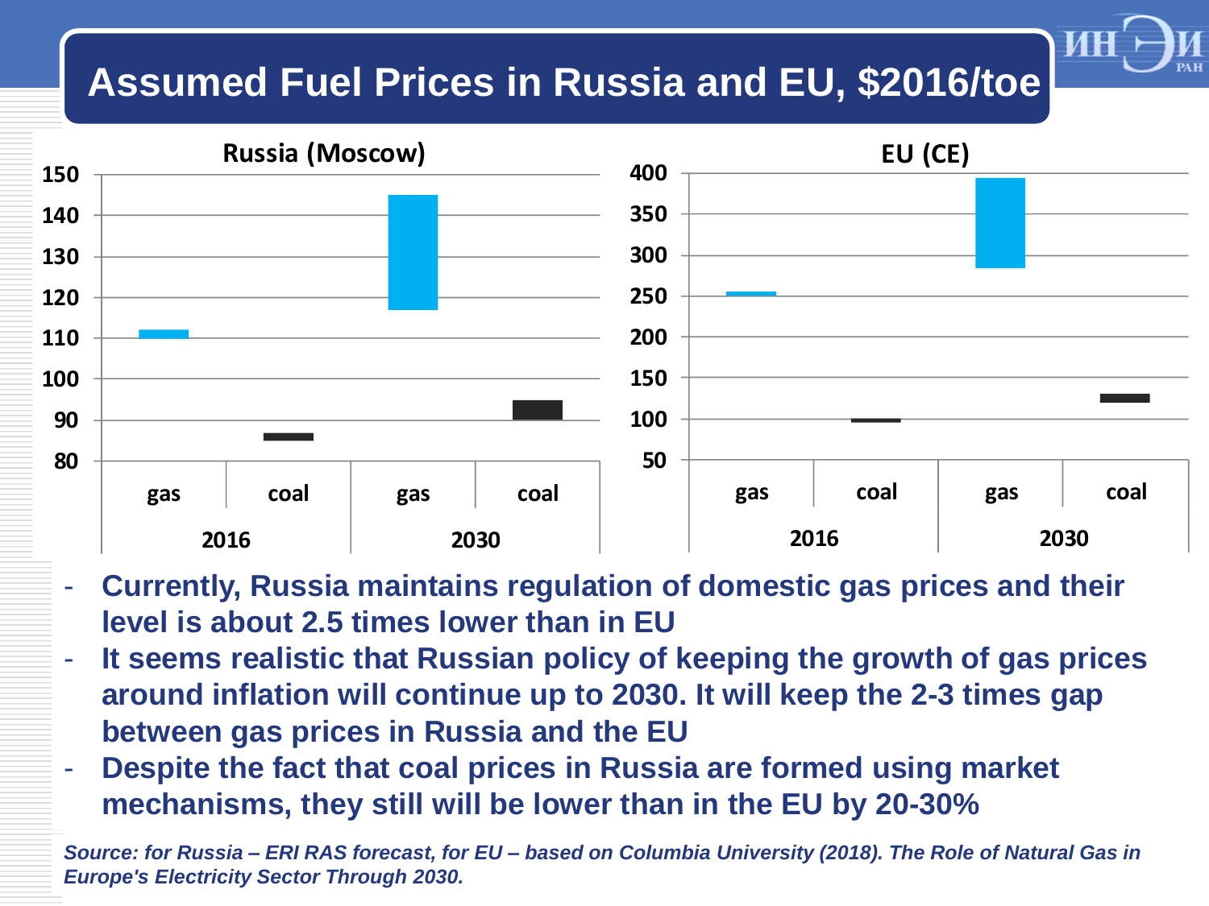# Assumed Fuel Prices in Russia and EU, $2016/toe

**Russia (Moscow)**

150
140
130
120
110
100
90
80

| gas | coal | gas | coal |
|---|---|---|---|
| 2016 | | 2030 | |

**EU (CE)**

400
350
300
250
200
150
100
50

| gas | coal | gas | coal |
|---|---|---|---|
| 2016 | | 2030 | |

- **Currently, Russia maintains regulation of domestic gas prices and their level is about 2.5 times lower than in EU**
- **It seems realistic that Russian policy of keeping the growth of gas prices around inflation will continue up to 2030. It will keep the 2-3 times gap between gas prices in Russia and the EU**
- **Despite the fact that coal prices in Russia are formed using market mechanisms, they still will be lower than in the EU by 20-30%**

***Source: for Russia – ERI RAS forecast, for EU – based on Columbia University (2018). The Role of Natural Gas in Europe's Electricity Sector Through 2030.***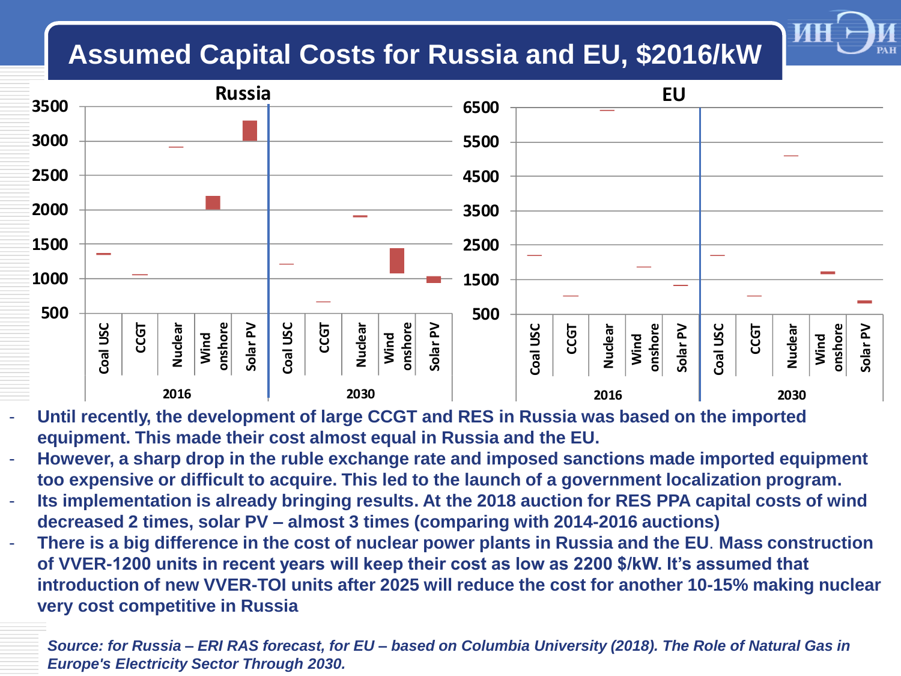# Assumed Capital Costs for Russia and EU, $2016/kW

**Russia**

| | Coal USC | CCGT | Nuclear | Wind onshore | Solar PV |
|---|---|---|---|---|---|
| 2016 | | | | | |
| 2030 | | | | | |

**EU**

| | Coal USC | CCGT | Nuclear | Wind onshore | Solar PV |
|---|---|---|---|---|---|
| 2016 | | | | | |
| 2030 | | | | | |

- **Until recently, the development of large CCGT and RES in Russia was based on the imported equipment. This made their cost almost equal in Russia and the EU.**
- **However, a sharp drop in the ruble exchange rate and imposed sanctions made imported equipment too expensive or difficult to acquire. This led to the launch of a government localization program.**
- **Its implementation is already bringing results. At the 2018 auction for RES PPA capital costs of wind decreased 2 times, solar PV – almost 3 times (comparing with 2014-2016 auctions)**
- **There is a big difference in the cost of nuclear power plants in Russia and the EU. Mass construction of VVER-1200 units in recent years will keep their cost as low as 2200 $/kW. It's assumed that introduction of new VVER-TOI units after 2025 will reduce the cost for another 10-15% making nuclear very cost competitive in Russia**

*Source: for Russia – ERI RAS forecast, for EU – based on Columbia University (2018). The Role of Natural Gas in Europe's Electricity Sector Through 2030.*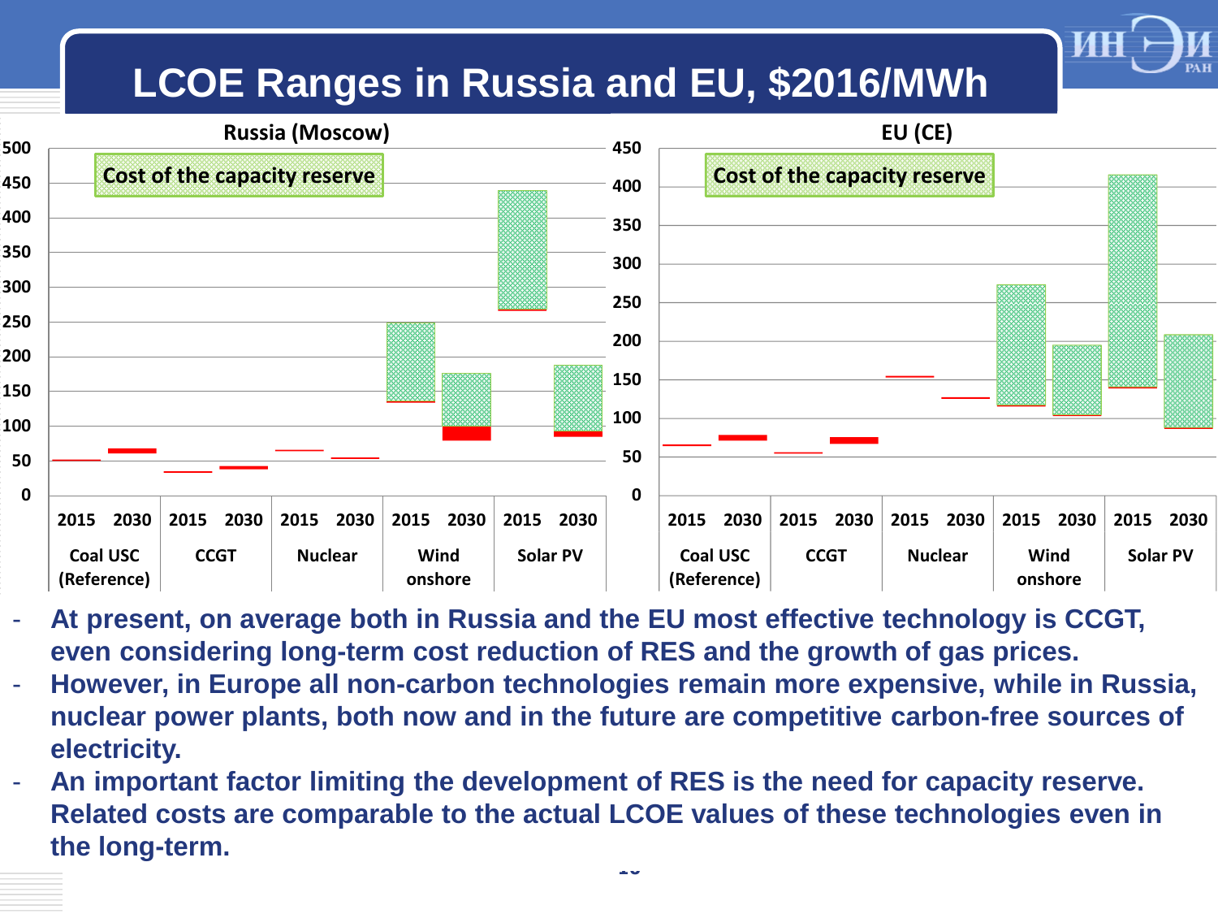# LCOE Ranges in Russia and EU, $2016/MWh

**Russia (Moscow)**

Cost of the capacity reserve

500, 450, 400, 350, 300, 250, 200, 150, 100, 50, 0

2015 2030 | 2015 2030 | 2015 2030 | 2015 2030 | 2015 2030

Coal USC (Reference) | CCGT | Nuclear | Wind onshore | Solar PV

**EU (CE)**

Cost of the capacity reserve

450, 400, 350, 300, 250, 200, 150, 100, 50, 0

2015 2030 | 2015 2030 | 2015 2030 | 2015 2030 | 2015 2030

Coal USC (Reference) | CCGT | Nuclear | Wind onshore | Solar PV

- **At present, on average both in Russia and the EU most effective technology is CCGT, even considering long-term cost reduction of RES and the growth of gas prices.**
- **However, in Europe all non-carbon technologies remain more expensive, while in Russia, nuclear power plants, both now and in the future are competitive carbon-free sources of electricity.**
- **An important factor limiting the development of RES is the need for capacity reserve. Related costs are comparable to the actual LCOE values of these technologies even in the long-term.**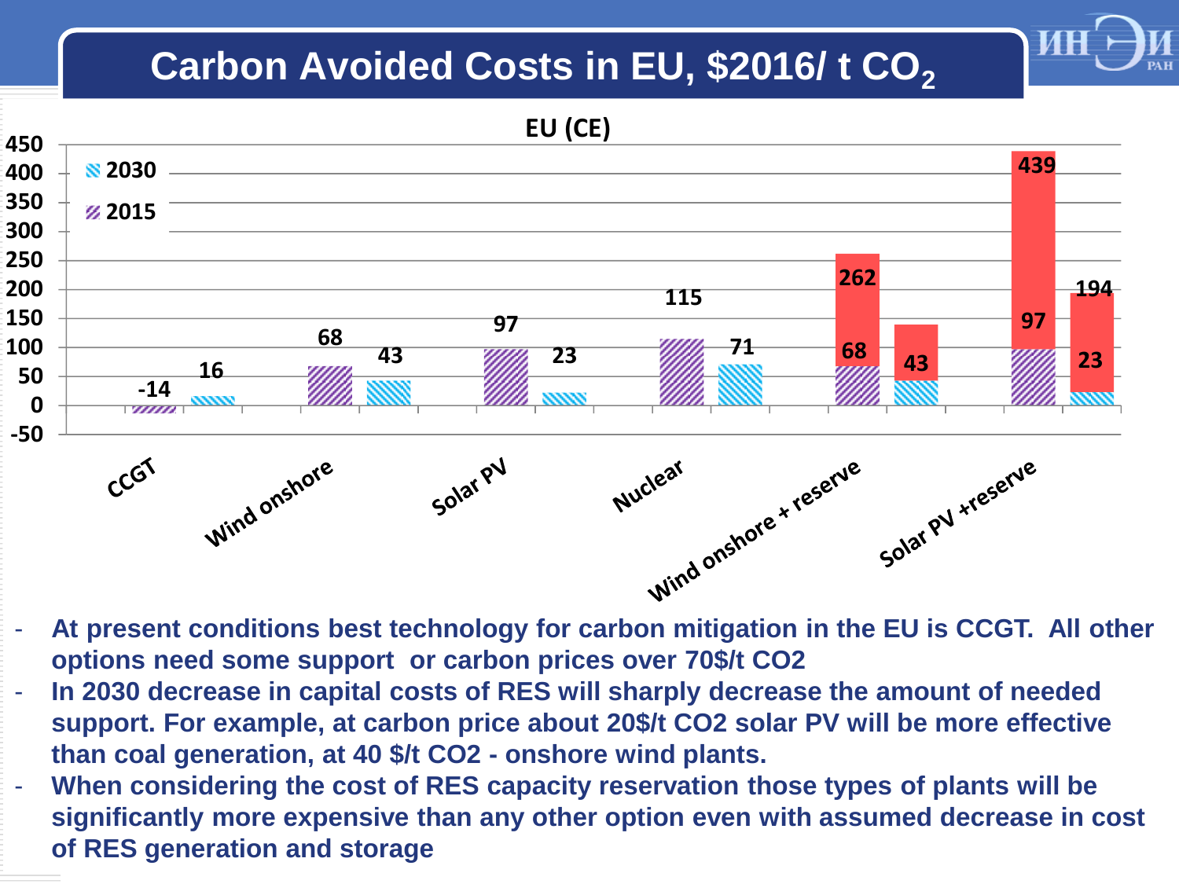# Carbon Avoided Costs in EU, \$2016/ t $CO_2$

**EU (CE)**

| Technology | 2015 | 2030 |
| --- | --- | --- |
| CCGT | -14 | 16 |
| Wind onshore | 68 | 43 |
| Solar PV | 97 | 23 |
| Nuclear | 115 | 71 |
| Wind onshore + reserve | 68 / 262 | 43 |
| Solar PV +reserve | 97 / 439 | 23 / 194 |

- At present conditions best technology for carbon mitigation in the EU is CCGT. All other options need some support or carbon prices over 70\$/t CO2
- In 2030 decrease in capital costs of RES will sharply decrease the amount of needed support. For example, at carbon price about 20\$/t CO2 solar PV will be more effective than coal generation, at 40 \$/t CO2 - onshore wind plants.
- When considering the cost of RES capacity reservation those types of plants will be significantly more expensive than any other option even with assumed decrease in cost of RES generation and storage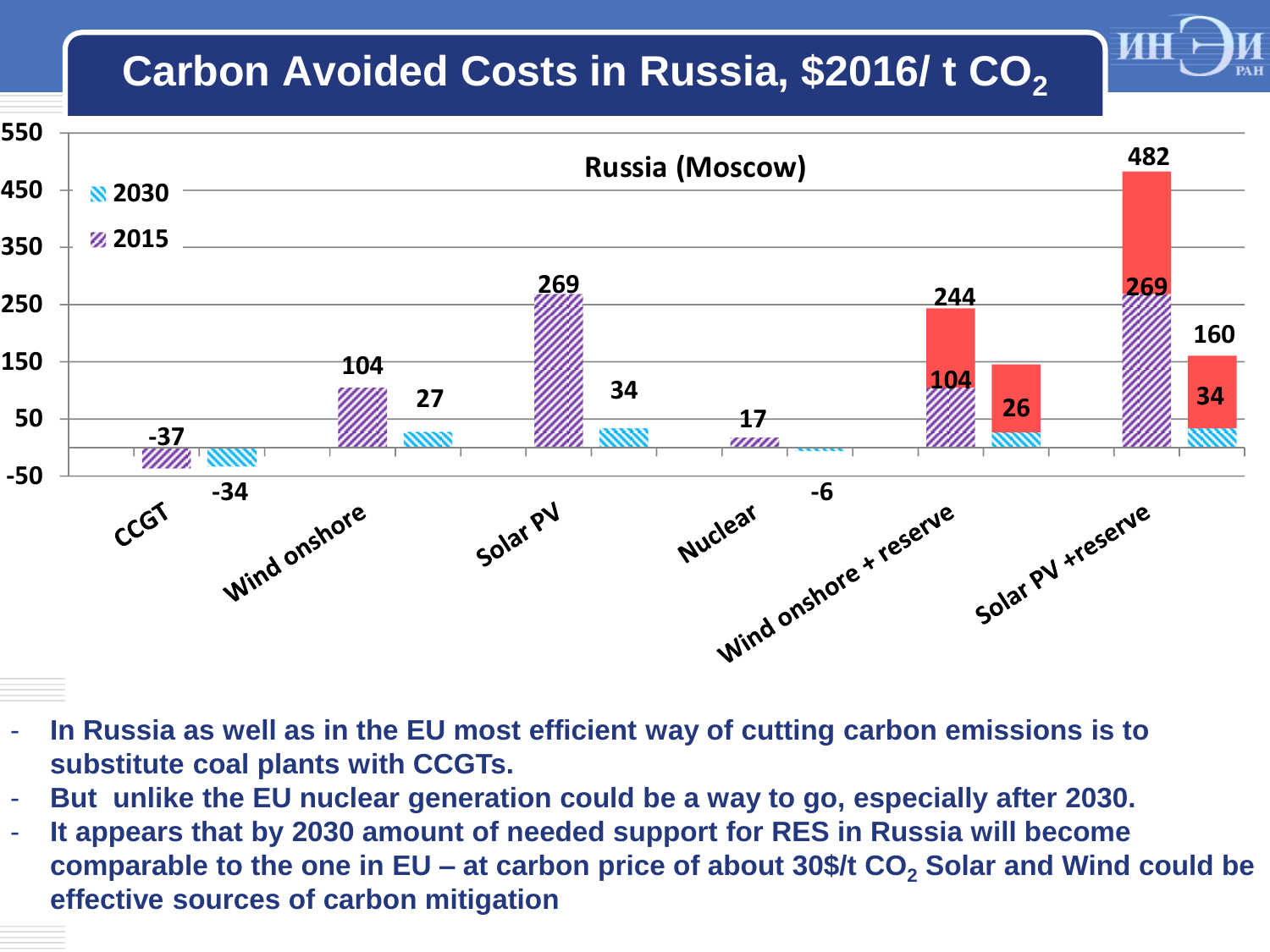# Carbon Avoided Costs in Russia, \$2016/ t $CO_2$

**Russia (Moscow)**

| | 2015 | 2030 |
|---|---|---|
| CCGT | -37 | -34 |
| Wind onshore | 104 | 27 |
| Solar PV | 269 | 34 |
| Nuclear | 17 | -6 |
| Wind onshore + reserve | 244 (104) | 26 |
| Solar PV +reserve | 482 (269) | 160 (34) |

- In Russia as well as in the EU most efficient way of cutting carbon emissions is to substitute coal plants with CCGTs.
- But unlike the EU nuclear generation could be a way to go, especially after 2030.
- It appears that by 2030 amount of needed support for RES in Russia will become comparable to the one in EU – at carbon price of about 30\$/t $CO_2$ Solar and Wind could be effective sources of carbon mitigation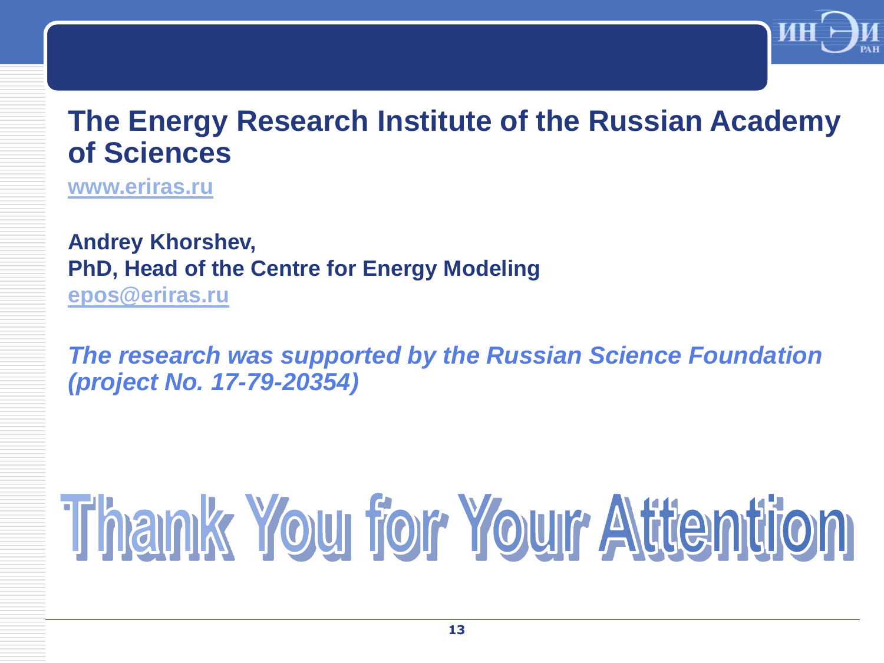## The Energy Research Institute of the Russian Academy of Sciences

www.eriras.ru

**Andrey Khorshev,**
**PhD, Head of the Centre for Energy Modeling**
epos@eriras.ru

***The research was supported by the Russian Science Foundation (project No. 17-79-20354)***

# Thank You for Your Attention